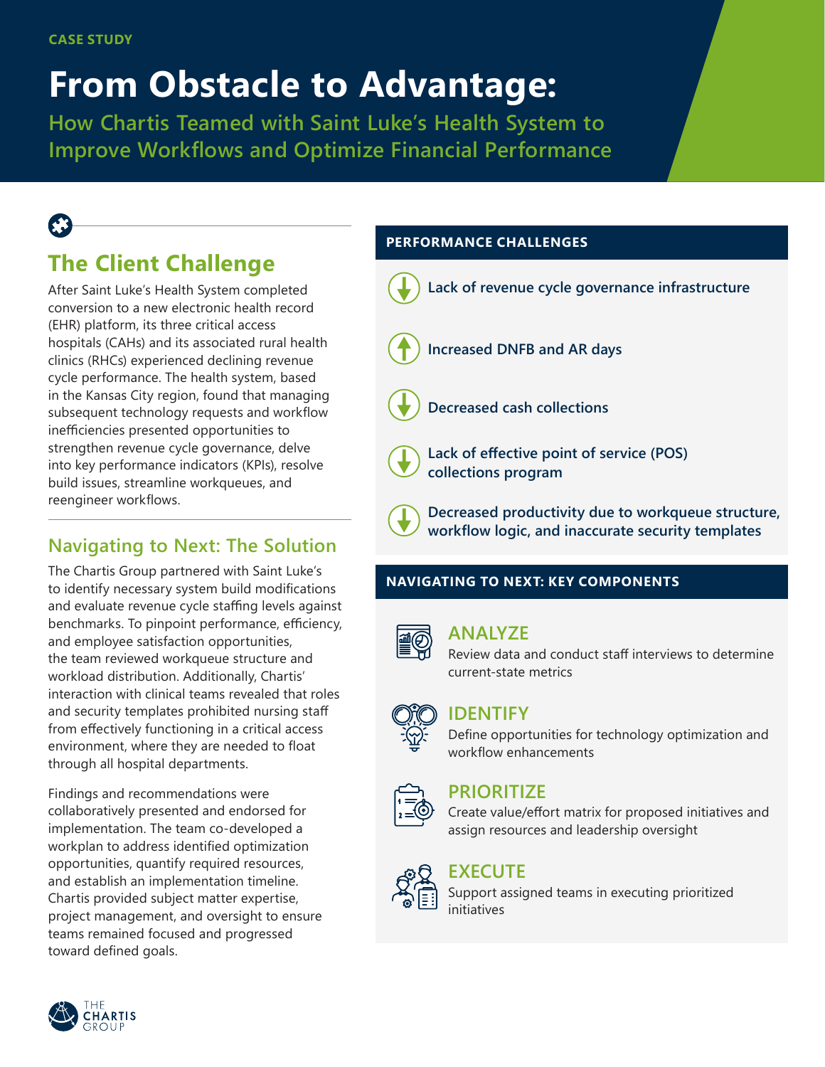CASE STUDY

# From Obstacle to Advantage:

**How Chartis Teamed with Saint Luke's Health System to Improve Workflows and Optimize Financial Performance**

## The Client Challenge

After Saint Luke's Health System completed conversion to a new electronic health record (EHR) platform, its three critical access hospitals (CAHs) and its associated rural health clinics (RHCs) experienced declining revenue cycle performance. The health system, based in the Kansas City region, found that managing subsequent technology requests and workflow inefficiencies presented opportunities to strengthen revenue cycle governance, delve into key performance indicators (KPIs), resolve build issues, streamline workqueues, and reengineer workflows.

## Navigating to Next: The Solution

The Chartis Group partnered with Saint Luke's to identify necessary system build modifications and evaluate revenue cycle staffing levels against benchmarks. To pinpoint performance, efficiency, and employee satisfaction opportunities, the team reviewed workqueue structure and workload distribution. Additionally, Chartis' interaction with clinical teams revealed that roles and security templates prohibited nursing staff from effectively functioning in a critical access environment, where they are needed to float through all hospital departments.

Findings and recommendations were collaboratively presented and endorsed for implementation. The team co-developed a workplan to address identified optimization opportunities, quantify required resources, and establish an implementation timeline. Chartis provided subject matter expertise, project management, and oversight to ensure teams remained focused and progressed toward defined goals.

### PERFORMANCE CHALLENGES

- Lack of revenue cycle governance infrastructure
- Increased DNFB and AR days
- Decreased cash collections
- Lack of effective point of service (POS) collections program
- Decreased productivity due to workqueue structure, workflow logic, and inaccurate security templates

### NAVIGATING TO NEXT: KEY COMPONENTS

**ANALYZE**
Review data and conduct staff interviews to determine current-state metrics

**IDENTIFY**
Define opportunities for technology optimization and workflow enhancements

**PRIORITIZE**
Create value/effort matrix for proposed initiatives and assign resources and leadership oversight

**EXECUTE**
Support assigned teams in executing prioritized initiatives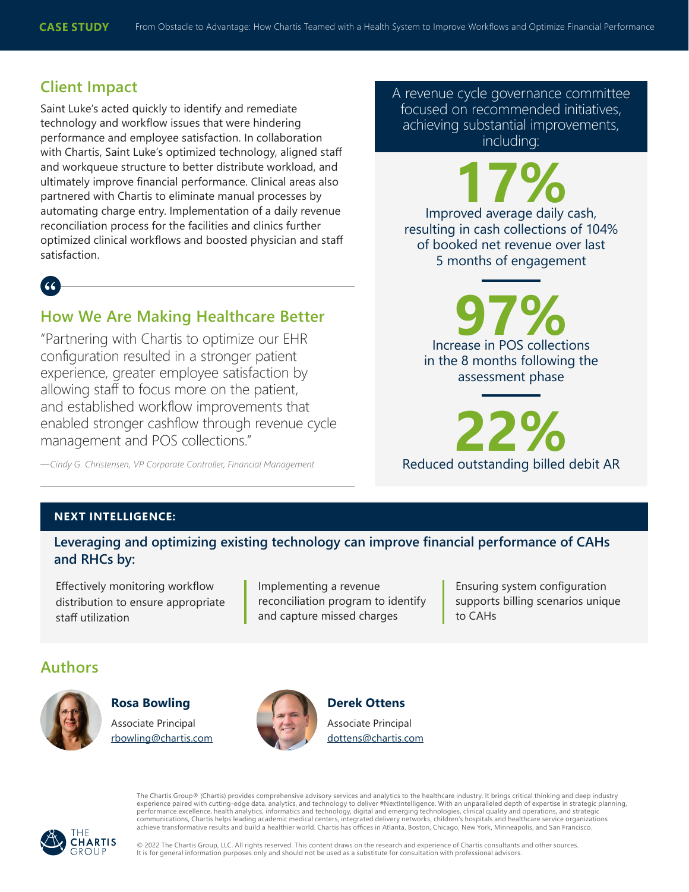## Client Impact

Saint Luke's acted quickly to identify and remediate technology and workflow issues that were hindering performance and employee satisfaction. In collaboration with Chartis, Saint Luke's optimized technology, aligned staff and workqueue structure to better distribute workload, and ultimately improve financial performance. Clinical areas also partnered with Chartis to eliminate manual processes by automating charge entry. Implementation of a daily revenue reconciliation process for the facilities and clinics further optimized clinical workflows and boosted physician and staff satisfaction.

A revenue cycle governance committee focused on recommended initiatives, achieving substantial improvements, including:

**17%**

Improved average daily cash, resulting in cash collections of 104% of booked net revenue over last 5 months of engagement

**97%**

Increase in POS collections in the 8 months following the assessment phase

**22%**

Reduced outstanding billed debit AR

## How We Are Making Healthcare Better

"Partnering with Chartis to optimize our EHR configuration resulted in a stronger patient experience, greater employee satisfaction by allowing staff to focus more on the patient, and established workflow improvements that enabled stronger cashflow through revenue cycle management and POS collections."

*—Cindy G. Christensen, VP Corporate Controller, Financial Management*

### NEXT INTELLIGENCE:

**Leveraging and optimizing existing technology can improve financial performance of CAHs and RHCs by:**

- Effectively monitoring workflow distribution to ensure appropriate staff utilization
- Implementing a revenue reconciliation program to identify and capture missed charges
- Ensuring system configuration supports billing scenarios unique to CAHs

## Authors

**Rosa Bowling**
Associate Principal
rbowling@chartis.com

**Derek Ottens**
Associate Principal
dottens@chartis.com

The Chartis Group® (Chartis) provides comprehensive advisory services and analytics to the healthcare industry. It brings critical thinking and deep industry experience paired with cutting-edge data, analytics, and technology to deliver #NextIntelligence. With an unparalleled depth of expertise in strategic planning, performance excellence, health analytics, informatics and technology, digital and emerging technologies, clinical quality and operations, and strategic communications, Chartis helps leading academic medical centers, integrated delivery networks, children's hospitals and healthcare service organizations achieve transformative results and build a healthier world. Chartis has offices in Atlanta, Boston, Chicago, New York, Minneapolis, and San Francisco.

© 2022 The Chartis Group, LLC. All rights reserved. This content draws on the research and experience of Chartis consultants and other sources. It is for general information purposes only and should not be used as a substitute for consultation with professional advisors.